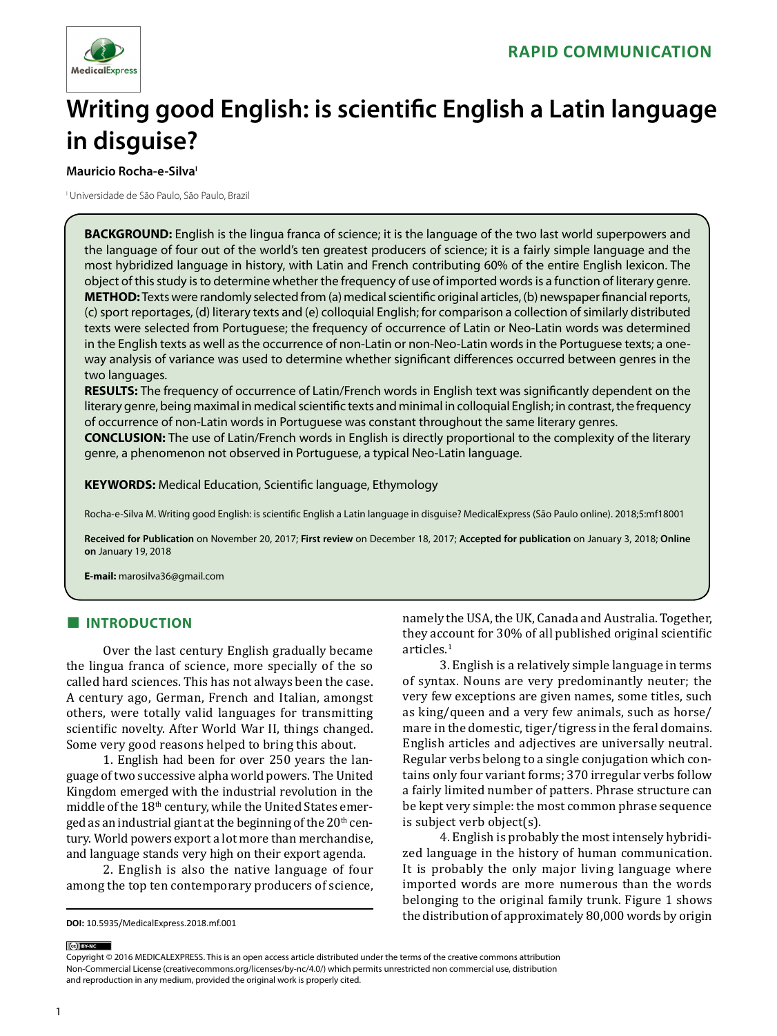RAPID COMMUNICATION

# Writing good English: is scientific English a Latin language in disguise?

**Mauricio Rocha-e-Silva**[I]

[I] Universidade de São Paulo, São Paulo, Brazil

**BACKGROUND:** English is the lingua franca of science; it is the language of the two last world superpowers and the language of four out of the world's ten greatest producers of science; it is a fairly simple language and the most hybridized language in history, with Latin and French contributing 60% of the entire English lexicon. The object of this study is to determine whether the frequency of use of imported words is a function of literary genre.

**METHOD:** Texts were randomly selected from (a) medical scientific original articles, (b) newspaper financial reports, (c) sport reportages, (d) literary texts and (e) colloquial English; for comparison a collection of similarly distributed texts were selected from Portuguese; the frequency of occurrence of Latin or Neo-Latin words was determined in the English texts as well as the occurrence of non-Latin or non-Neo-Latin words in the Portuguese texts; a one-way analysis of variance was used to determine whether significant differences occurred between genres in the two languages.

**RESULTS:** The frequency of occurrence of Latin/French words in English text was significantly dependent on the literary genre, being maximal in medical scientific texts and minimal in colloquial English; in contrast, the frequency of occurrence of non-Latin words in Portuguese was constant throughout the same literary genres.

**CONCLUSION:** The use of Latin/French words in English is directly proportional to the complexity of the literary genre, a phenomenon not observed in Portuguese, a typical Neo-Latin language.

**KEYWORDS:** Medical Education, Scientific language, Ethymology

Rocha-e-Silva M. Writing good English: is scientific English a Latin language in disguise? MedicalExpress (São Paulo online). 2018;5:mf18001

**Received for Publication** on November 20, 2017; **First review** on December 18, 2017; **Accepted for publication** on January 3, 2018; **Online on** January 19, 2018

**E-mail:** marosilva36@gmail.com

## INTRODUCTION

Over the last century English gradually became the lingua franca of science, more specially of the so called hard sciences. This has not always been the case. A century ago, German, French and Italian, amongst others, were totally valid languages for transmitting scientific novelty. After World War II, things changed. Some very good reasons helped to bring this about.

1. English had been for over 250 years the language of two successive alpha world powers. The United Kingdom emerged with the industrial revolution in the middle of the 18th century, while the United States emerged as an industrial giant at the beginning of the 20th century. World powers export a lot more than merchandise, and language stands very high on their export agenda.

2. English is also the native language of four among the top ten contemporary producers of science, namely the USA, the UK, Canada and Australia. Together, they account for 30% of all published original scientific articles.[1]

3. English is a relatively simple language in terms of syntax. Nouns are very predominantly neuter; the very few exceptions are given names, some titles, such as king/queen and a very few animals, such as horse/mare in the domestic, tiger/tigress in the feral domains. English articles and adjectives are universally neutral. Regular verbs belong to a single conjugation which contains only four variant forms; 370 irregular verbs follow a fairly limited number of patters. Phrase structure can be kept very simple: the most common phrase sequence is subject verb object(s).

4. English is probably the most intensely hybridized language in the history of human communication. It is probably the only major living language where imported words are more numerous than the words belonging to the original family trunk. Figure 1 shows the distribution of approximately 80,000 words by origin

**DOI:** 10.5935/MedicalExpress.2018.mf.001

Copyright © 2016 MEDICALEXPRESS. This is an open access article distributed under the terms of the creative commons attribution Non-Commercial License (creativecommons.org/licenses/by-nc/4.0/) which permits unrestricted non commercial use, distribution and reproduction in any medium, provided the original work is properly cited.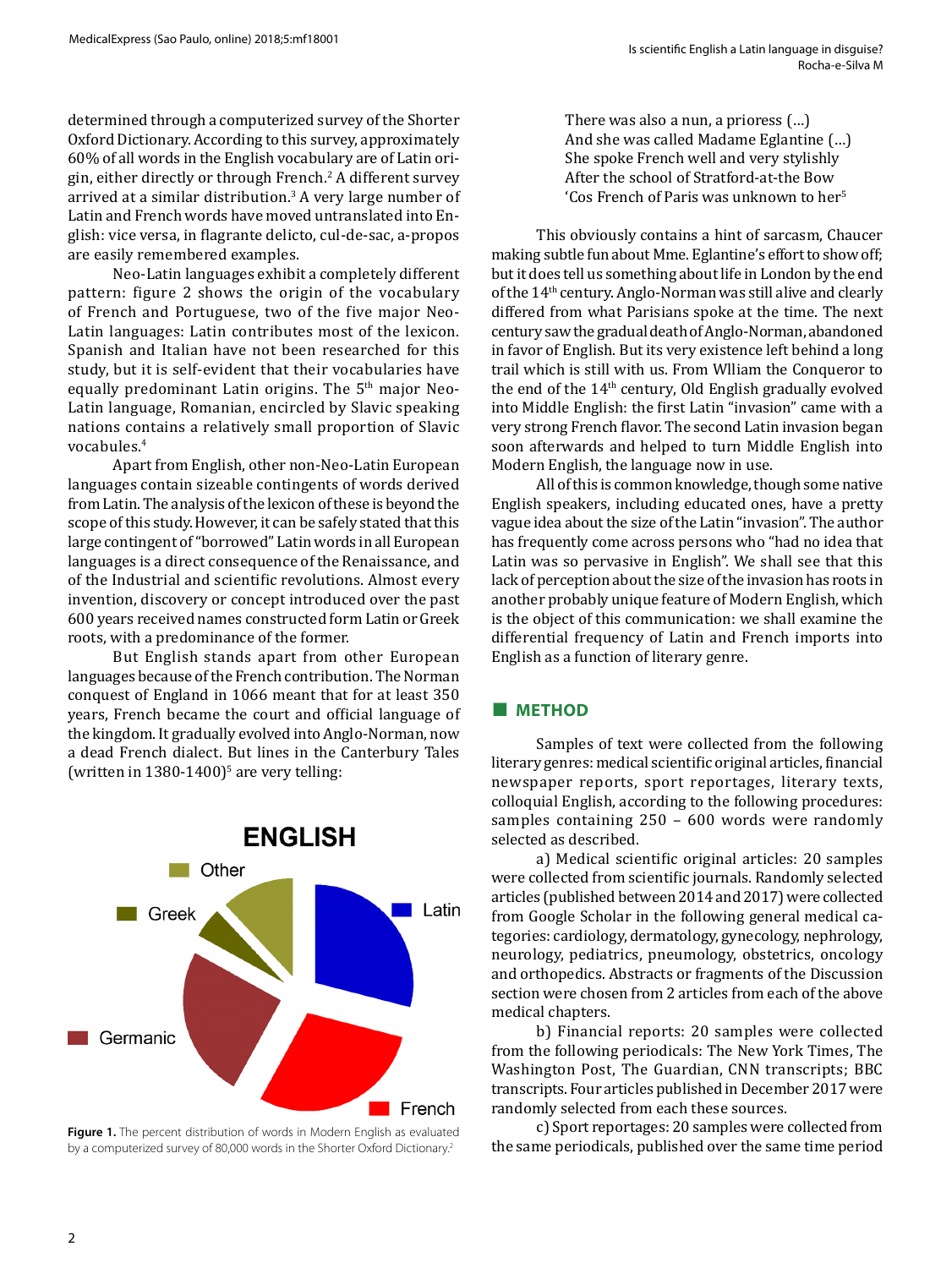determined through a computerized survey of the Shorter Oxford Dictionary. According to this survey, approximately 60% of all words in the English vocabulary are of Latin origin, either directly or through French.[2] A different survey arrived at a similar distribution.[3] A very large number of Latin and French words have moved untranslated into English: vice versa, in flagrante delicto, cul-de-sac, a-propos are easily remembered examples.

Neo-Latin languages exhibit a completely different pattern: figure 2 shows the origin of the vocabulary of French and Portuguese, two of the five major Neo-Latin languages: Latin contributes most of the lexicon. Spanish and Italian have not been researched for this study, but it is self-evident that their vocabularies have equally predominant Latin origins. The 5th major Neo-Latin language, Romanian, encircled by Slavic speaking nations contains a relatively small proportion of Slavic vocabules.[4]

Apart from English, other non-Neo-Latin European languages contain sizeable contingents of words derived from Latin. The analysis of the lexicon of these is beyond the scope of this study. However, it can be safely stated that this large contingent of "borrowed" Latin words in all European languages is a direct consequence of the Renaissance, and of the Industrial and scientific revolutions. Almost every invention, discovery or concept introduced over the past 600 years received names constructed form Latin or Greek roots, with a predominance of the former.

But English stands apart from other European languages because of the French contribution. The Norman conquest of England in 1066 meant that for at least 350 years, French became the court and official language of the kingdom. It gradually evolved into Anglo-Norman, now a dead French dialect. But lines in the Canterbury Tales (written in 1380-1400)[5] are very telling:

ENGLISH

Other, Greek, Latin, Germanic, French

**Figure 1.** The percent distribution of words in Modern English as evaluated by a computerized survey of 80,000 words in the Shorter Oxford Dictionary.[2]

> There was also a nun, a prioress (...)
> And she was called Madame Eglantine (...)
> She spoke French well and very stylishly
> After the school of Stratford-at-the Bow
> 'Cos French of Paris was unknown to her[5]

This obviously contains a hint of sarcasm, Chaucer making subtle fun about Mme. Eglantine's effort to show off; but it does tell us something about life in London by the end of the 14th century. Anglo-Norman was still alive and clearly differed from what Parisians spoke at the time. The next century saw the gradual death of Anglo-Norman, abandoned in favor of English. But its very existence left behind a long trail which is still with us. From Wlliam the Conqueror to the end of the 14th century, Old English gradually evolved into Middle English: the first Latin "invasion" came with a very strong French flavor. The second Latin invasion began soon afterwards and helped to turn Middle English into Modern English, the language now in use.

All of this is common knowledge, though some native English speakers, including educated ones, have a pretty vague idea about the size of the Latin "invasion". The author has frequently come across persons who "had no idea that Latin was so pervasive in English". We shall see that this lack of perception about the size of the invasion has roots in another probably unique feature of Modern English, which is the object of this communication: we shall examine the differential frequency of Latin and French imports into English as a function of literary genre.

## METHOD

Samples of text were collected from the following literary genres: medical scientific original articles, financial newspaper reports, sport reportages, literary texts, colloquial English, according to the following procedures: samples containing 250 – 600 words were randomly selected as described.

a) Medical scientific original articles: 20 samples were collected from scientific journals. Randomly selected articles (published between 2014 and 2017) were collected from Google Scholar in the following general medical categories: cardiology, dermatology, gynecology, nephrology, neurology, pediatrics, pneumology, obstetrics, oncology and orthopedics. Abstracts or fragments of the Discussion section were chosen from 2 articles from each of the above medical chapters.

b) Financial reports: 20 samples were collected from the following periodicals: The New York Times, The Washington Post, The Guardian, CNN transcripts; BBC transcripts. Four articles published in December 2017 were randomly selected from each these sources.

c) Sport reportages: 20 samples were collected from the same periodicals, published over the same time period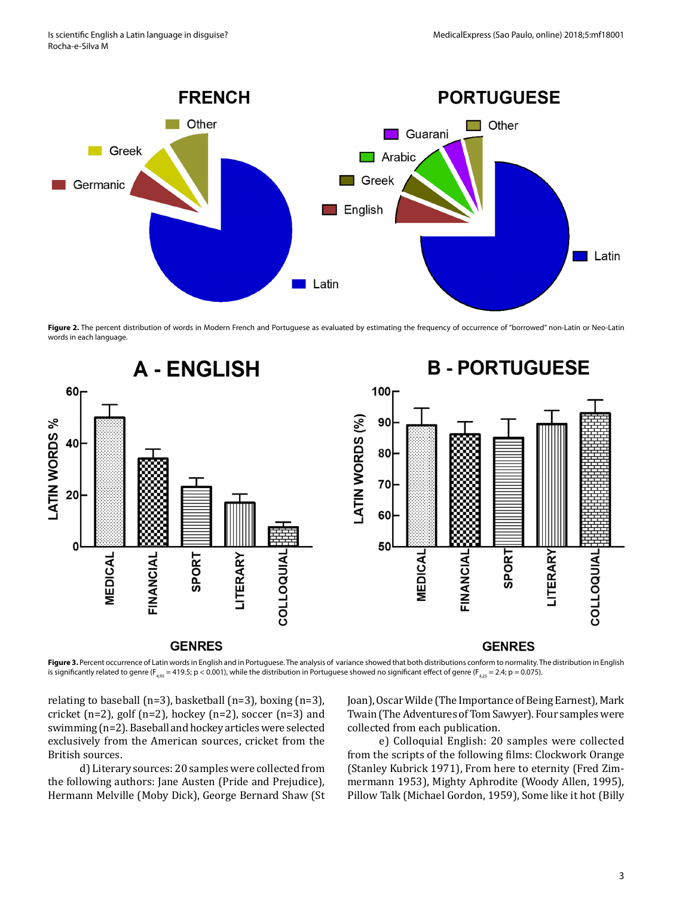**Figure 2.** The percent distribution of words in Modern French and Portuguese as evaluated by estimating the frequency of occurrence of "borrowed" non-Latin or Neo-Latin words in each language.

**Figure 3.** Percent occurrence of Latin words in English and in Portuguese. The analysis of variance showed that both distributions conform to normality. The distribution in English is significantly related to genre ($F_{4,95}$ = 419.5; $p < 0.001$), while the distribution in Portuguese showed no significant effect of genre ($F_{4,25}$ = 2.4; $p = 0.075$).

relating to baseball (n=3), basketball (n=3), boxing (n=3), cricket (n=2), golf (n=2), hockey (n=2), soccer (n=3) and swimming (n=2). Baseball and hockey articles were selected exclusively from the American sources, cricket from the British sources.

d) Literary sources: 20 samples were collected from the following authors: Jane Austen (Pride and Prejudice), Hermann Melville (Moby Dick), George Bernard Shaw (St Joan), Oscar Wilde (The Importance of Being Earnest), Mark Twain (The Adventures of Tom Sawyer). Four samples were collected from each publication.

e) Colloquial English: 20 samples were collected from the scripts of the following films: Clockwork Orange (Stanley Kubrick 1971), From here to eternity (Fred Zimmermann 1953), Mighty Aphrodite (Woody Allen, 1995), Pillow Talk (Michael Gordon, 1959), Some like it hot (Billy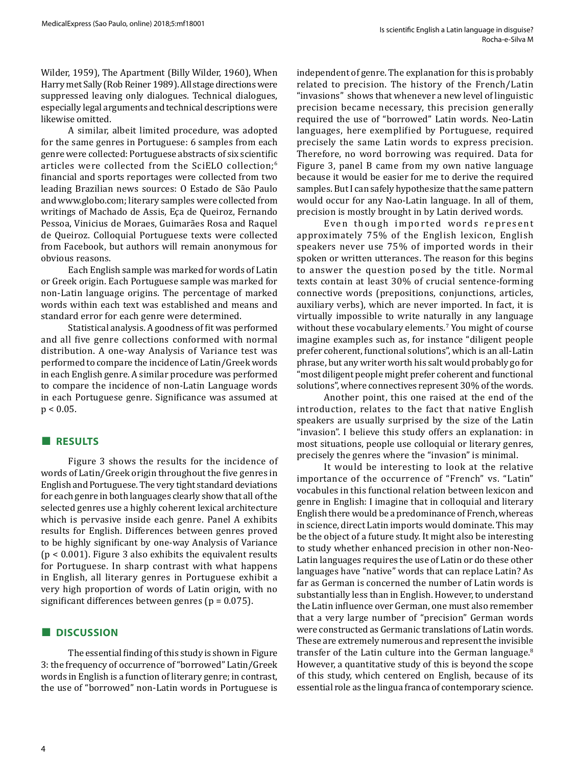Wilder, 1959), The Apartment (Billy Wilder, 1960), When Harry met Sally (Rob Reiner 1989). All stage directions were suppressed leaving only dialogues. Technical dialogues, especially legal arguments and technical descriptions were likewise omitted.

A similar, albeit limited procedure, was adopted for the same genres in Portuguese: 6 samples from each genre were collected: Portuguese abstracts of six scientific articles were collected from the SciELO collection;[6] financial and sports reportages were collected from two leading Brazilian news sources: O Estado de São Paulo and www.globo.com; literary samples were collected from writings of Machado de Assis, Eça de Queiroz, Fernando Pessoa, Vinicius de Moraes, Guimarães Rosa and Raquel de Queiroz. Colloquial Portuguese texts were collected from Facebook, but authors will remain anonymous for obvious reasons.

Each English sample was marked for words of Latin or Greek origin. Each Portuguese sample was marked for non-Latin language origins. The percentage of marked words within each text was established and means and standard error for each genre were determined.

Statistical analysis. A goodness of fit was performed and all five genre collections conformed with normal distribution. A one-way Analysis of Variance test was performed to compare the incidence of Latin/Greek words in each English genre. A similar procedure was performed to compare the incidence of non-Latin Language words in each Portuguese genre. Significance was assumed at $p < 0.05$.

## RESULTS

Figure 3 shows the results for the incidence of words of Latin/Greek origin throughout the five genres in English and Portuguese. The very tight standard deviations for each genre in both languages clearly show that all of the selected genres use a highly coherent lexical architecture which is pervasive inside each genre. Panel A exhibits results for English. Differences between genres proved to be highly significant by one-way Analysis of Variance ($p < 0.001$). Figure 3 also exhibits the equivalent results for Portuguese. In sharp contrast with what happens in English, all literary genres in Portuguese exhibit a very high proportion of words of Latin origin, with no significant differences between genres ($p = 0.075$).

## DISCUSSION

The essential finding of this study is shown in Figure 3: the frequency of occurrence of "borrowed" Latin/Greek words in English is a function of literary genre; in contrast, the use of "borrowed" non-Latin words in Portuguese is independent of genre. The explanation for this is probably related to precision. The history of the French/Latin "invasions" shows that whenever a new level of linguistic precision became necessary, this precision generally required the use of "borrowed" Latin words. Neo-Latin languages, here exemplified by Portuguese, required precisely the same Latin words to express precision. Therefore, no word borrowing was required. Data for Figure 3, panel B came from my own native language because it would be easier for me to derive the required samples. But I can safely hypothesize that the same pattern would occur for any Nao-Latin language. In all of them, precision is mostly brought in by Latin derived words.

Even though imported words represent approximately 75% of the English lexicon, English speakers never use 75% of imported words in their spoken or written utterances. The reason for this begins to answer the question posed by the title. Normal texts contain at least 30% of crucial sentence-forming connective words (prepositions, conjunctions, articles, auxiliary verbs), which are never imported. In fact, it is virtually impossible to write naturally in any language without these vocabulary elements.[7] You might of course imagine examples such as, for instance "diligent people prefer coherent, functional solutions", which is an all-Latin phrase, but any writer worth his salt would probably go for "most diligent people might prefer coherent and functional solutions", where connectives represent 30% of the words.

Another point, this one raised at the end of the introduction, relates to the fact that native English speakers are usually surprised by the size of the Latin "invasion". I believe this study offers an explanation: in most situations, people use colloquial or literary genres, precisely the genres where the "invasion" is minimal.

It would be interesting to look at the relative importance of the occurrence of "French" vs. "Latin" vocabules in this functional relation between lexicon and genre in English: I imagine that in colloquial and literary English there would be a predominance of French, whereas in science, direct Latin imports would dominate. This may be the object of a future study. It might also be interesting to study whether enhanced precision in other non-Neo-Latin languages requires the use of Latin or do these other languages have "native" words that can replace Latin? As far as German is concerned the number of Latin words is substantially less than in English. However, to understand the Latin influence over German, one must also remember that a very large number of "precision" German words were constructed as Germanic translations of Latin words. These are extremely numerous and represent the invisible transfer of the Latin culture into the German language.[8] However, a quantitative study of this is beyond the scope of this study, which centered on English, because of its essential role as the lingua franca of contemporary science.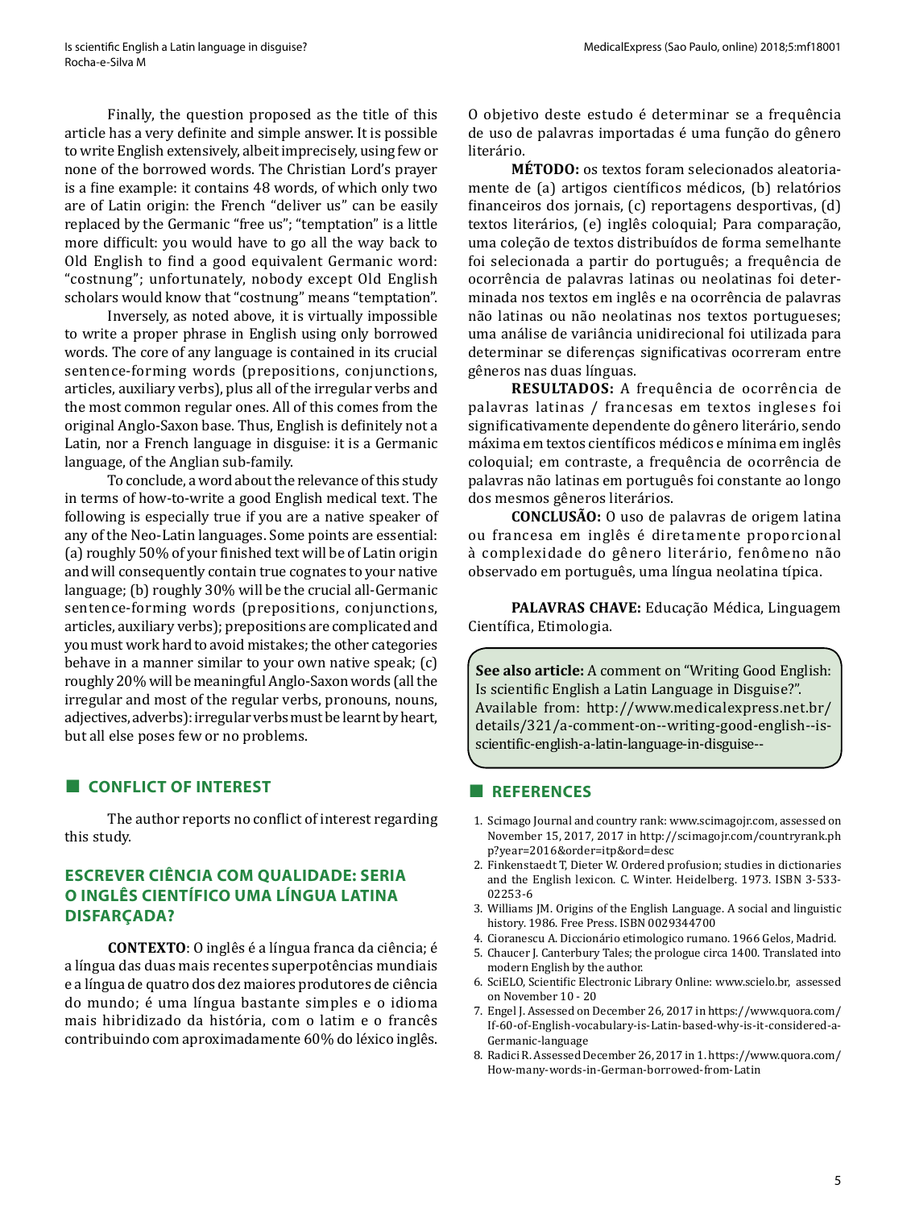Finally, the question proposed as the title of this article has a very definite and simple answer. It is possible to write English extensively, albeit imprecisely, using few or none of the borrowed words. The Christian Lord's prayer is a fine example: it contains 48 words, of which only two are of Latin origin: the French "deliver us" can be easily replaced by the Germanic "free us"; "temptation" is a little more difficult: you would have to go all the way back to Old English to find a good equivalent Germanic word: "costnung"; unfortunately, nobody except Old English scholars would know that "costnung" means "temptation".

Inversely, as noted above, it is virtually impossible to write a proper phrase in English using only borrowed words. The core of any language is contained in its crucial sentence-forming words (prepositions, conjunctions, articles, auxiliary verbs), plus all of the irregular verbs and the most common regular ones. All of this comes from the original Anglo-Saxon base. Thus, English is definitely not a Latin, nor a French language in disguise: it is a Germanic language, of the Anglian sub-family.

To conclude, a word about the relevance of this study in terms of how-to-write a good English medical text. The following is especially true if you are a native speaker of any of the Neo-Latin languages. Some points are essential: (a) roughly 50% of your finished text will be of Latin origin and will consequently contain true cognates to your native language; (b) roughly 30% will be the crucial all-Germanic sentence-forming words (prepositions, conjunctions, articles, auxiliary verbs); prepositions are complicated and you must work hard to avoid mistakes; the other categories behave in a manner similar to your own native speak; (c) roughly 20% will be meaningful Anglo-Saxon words (all the irregular and most of the regular verbs, pronouns, nouns, adjectives, adverbs): irregular verbs must be learnt by heart, but all else poses few or no problems.

## CONFLICT OF INTEREST

The author reports no conflict of interest regarding this study.

## ESCREVER CIÊNCIA COM QUALIDADE: SERIA O INGLÊS CIENTÍFICO UMA LÍNGUA LATINA DISFARÇADA?

**CONTEXTO**: O inglês é a língua franca da ciência; é a língua das duas mais recentes superpotências mundiais e a língua de quatro dos dez maiores produtores de ciência do mundo; é uma língua bastante simples e o idioma mais hibridizado da história, com o latim e o francês contribuindo com aproximadamente 60% do léxico inglês. O objetivo deste estudo é determinar se a frequência de uso de palavras importadas é uma função do gênero literário.

**MÉTODO:** os textos foram selecionados aleatoriamente de (a) artigos científicos médicos, (b) relatórios financeiros dos jornais, (c) reportagens desportivas, (d) textos literários, (e) inglês coloquial; Para comparação, uma coleção de textos distribuídos de forma semelhante foi selecionada a partir do português; a frequência de ocorrência de palavras latinas ou neolatinas foi determinada nos textos em inglês e na ocorrência de palavras não latinas ou não neolatinas nos textos portugueses; uma análise de variância unidirecional foi utilizada para determinar se diferenças significativas ocorreram entre gêneros nas duas línguas.

**RESULTADOS:** A frequência de ocorrência de palavras latinas / francesas em textos ingleses foi significativamente dependente do gênero literário, sendo máxima em textos científicos médicos e mínima em inglês coloquial; em contraste, a frequência de ocorrência de palavras não latinas em português foi constante ao longo dos mesmos gêneros literários.

**CONCLUSÃO:** O uso de palavras de origem latina ou francesa em inglês é diretamente proporcional à complexidade do gênero literário, fenômeno não observado em português, uma língua neolatina típica.

**PALAVRAS CHAVE:** Educação Médica, Linguagem Científica, Etimologia.

**See also article:** A comment on "Writing Good English: Is scientific English a Latin Language in Disguise?". Available from: http://www.medicalexpress.net.br/details/321/a-comment-on--writing-good-english--is-scientific-english-a-latin-language-in-disguise--

## REFERENCES

1. Scimago Journal and country rank: www.scimagojr.com, assessed on November 15, 2017, 2017 in http://scimagojr.com/countryrank.php?year=2016&order=itp&ord=desc
2. Finkenstaedt T, Dieter W. Ordered profusion; studies in dictionaries and the English lexicon. C. Winter. Heidelberg. 1973. ISBN 3-533-02253-6
3. Williams JM. Origins of the English Language. A social and linguistic history. 1986. Free Press. ISBN 0029344700
4. Cioranescu A. Diccionário etimologico rumano. 1966 Gelos, Madrid.
5. Chaucer J. Canterbury Tales; the prologue circa 1400. Translated into modern English by the author.
6. SciELO, Scientific Electronic Library Online: www.scielo.br, assessed on November 10 - 20
7. Engel J. Assessed on December 26, 2017 in https://www.quora.com/If-60-of-English-vocabulary-is-Latin-based-why-is-it-considered-a-Germanic-language
8. Radici R. Assessed December 26, 2017 in 1. https://www.quora.com/How-many-words-in-German-borrowed-from-Latin